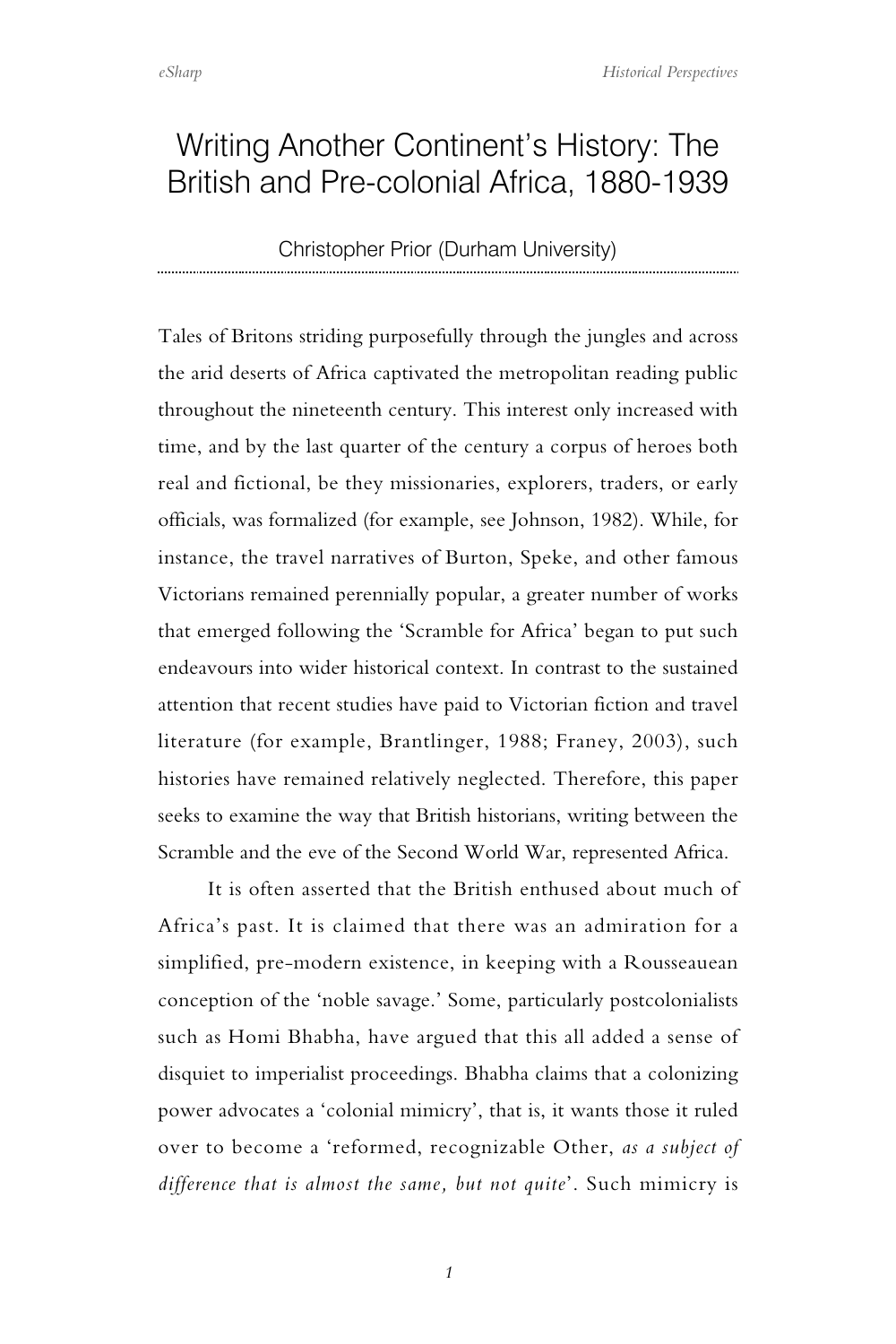# Writing Another Continent's History: The British and Pre-colonial Africa, 1880-1939

Christopher Prior (Durham University)

---

Tales of Britons striding purposefully through the jungles and across the arid deserts of Africa captivated the metropolitan reading public throughout the nineteenth century. This interest only increased with time, and by the last quarter of the century a corpus of heroes both real and fictional, be they missionaries, explorers, traders, or early officials, was formalized (for example, see Johnson, 1982). While, for instance, the travel narratives of Burton, Speke, and other famous Victorians remained perennially popular, a greater number of works that emerged following the 'Scramble for Africa' began to put such endeavours into wider historical context. In contrast to the sustained attention that recent studies have paid to Victorian fiction and travel literature (for example, Brantlinger, 1988; Franey, 2003), such histories have remained relatively neglected. Therefore, this paper seeks to examine the way that British historians, writing between the Scramble and the eve of the Second World War, represented Africa.

It is often asserted that the British enthused about much of Africa's past. It is claimed that there was an admiration for a simplified, pre-modern existence, in keeping with a Rousseauean conception of the 'noble savage.' Some, particularly postcolonialists such as Homi Bhabha, have argued that this all added a sense of disquiet to imperialist proceedings. Bhabha claims that a colonizing power advocates a 'colonial mimicry', that is, it wants those it ruled over to become a 'reformed, recognizable Other, *as a subject of difference that is almost the same, but not quite*'. Such mimicry is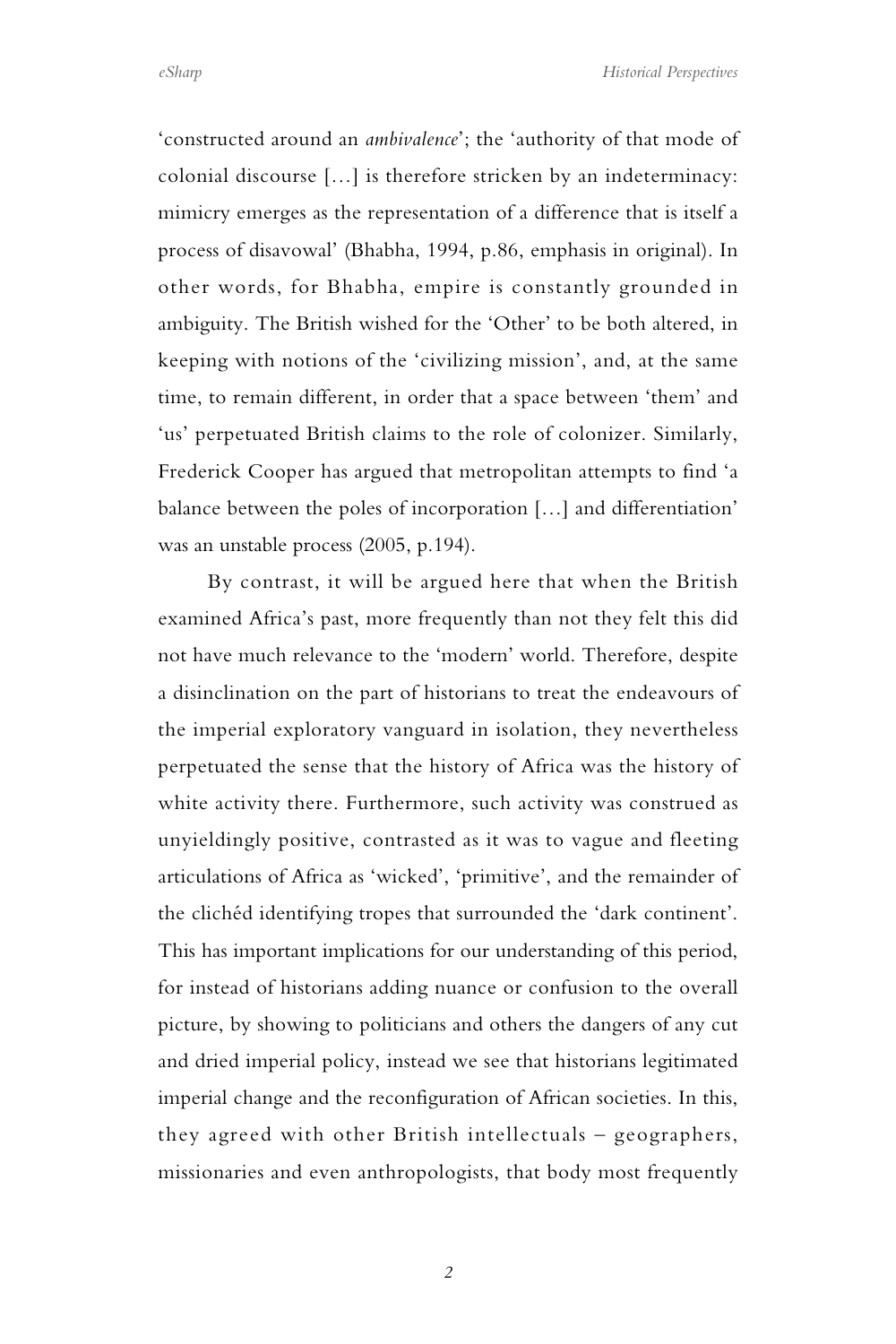'constructed around an *ambivalence*'; the 'authority of that mode of colonial discourse […] is therefore stricken by an indeterminacy: mimicry emerges as the representation of a difference that is itself a process of disavowal' (Bhabha, 1994, p.86, emphasis in original). In other words, for Bhabha, empire is constantly grounded in ambiguity. The British wished for the 'Other' to be both altered, in keeping with notions of the 'civilizing mission', and, at the same time, to remain different, in order that a space between 'them' and 'us' perpetuated British claims to the role of colonizer. Similarly, Frederick Cooper has argued that metropolitan attempts to find 'a balance between the poles of incorporation […] and differentiation' was an unstable process (2005, p.194).

By contrast, it will be argued here that when the British examined Africa's past, more frequently than not they felt this did not have much relevance to the 'modern' world. Therefore, despite a disinclination on the part of historians to treat the endeavours of the imperial exploratory vanguard in isolation, they nevertheless perpetuated the sense that the history of Africa was the history of white activity there. Furthermore, such activity was construed as unyieldingly positive, contrasted as it was to vague and fleeting articulations of Africa as 'wicked', 'primitive', and the remainder of the clichéd identifying tropes that surrounded the 'dark continent'. This has important implications for our understanding of this period, for instead of historians adding nuance or confusion to the overall picture, by showing to politicians and others the dangers of any cut and dried imperial policy, instead we see that historians legitimated imperial change and the reconfiguration of African societies. In this, they agreed with other British intellectuals – geographers, missionaries and even anthropologists, that body most frequently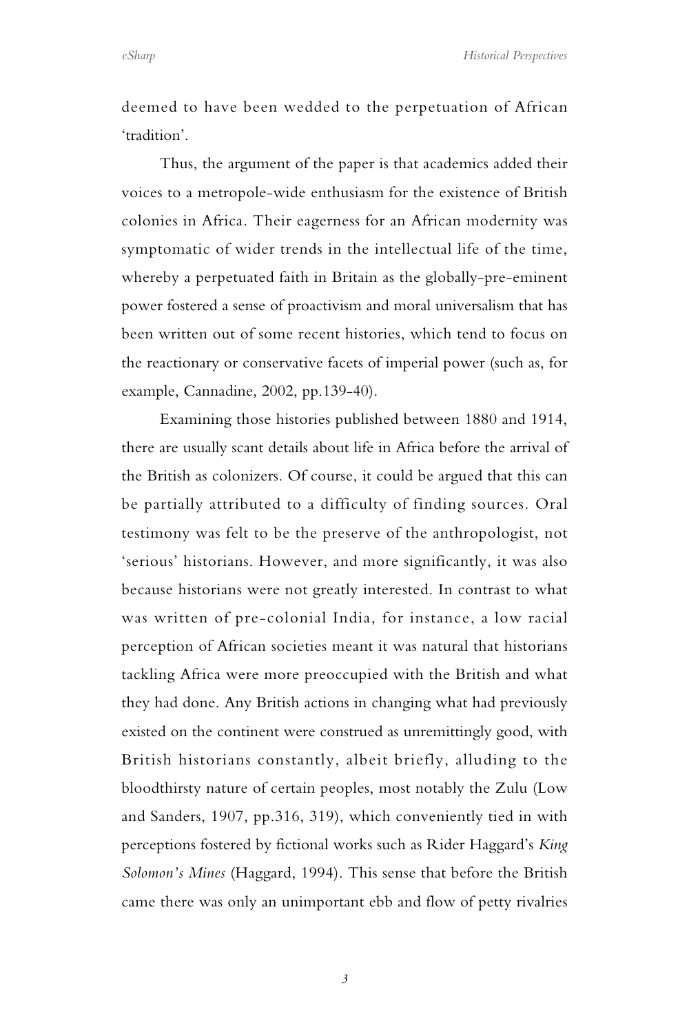deemed to have been wedded to the perpetuation of African 'tradition'.

Thus, the argument of the paper is that academics added their voices to a metropole-wide enthusiasm for the existence of British colonies in Africa. Their eagerness for an African modernity was symptomatic of wider trends in the intellectual life of the time, whereby a perpetuated faith in Britain as the globally-pre-eminent power fostered a sense of proactivism and moral universalism that has been written out of some recent histories, which tend to focus on the reactionary or conservative facets of imperial power (such as, for example, Cannadine, 2002, pp.139-40).

Examining those histories published between 1880 and 1914, there are usually scant details about life in Africa before the arrival of the British as colonizers. Of course, it could be argued that this can be partially attributed to a difficulty of finding sources. Oral testimony was felt to be the preserve of the anthropologist, not 'serious' historians. However, and more significantly, it was also because historians were not greatly interested. In contrast to what was written of pre-colonial India, for instance, a low racial perception of African societies meant it was natural that historians tackling Africa were more preoccupied with the British and what they had done. Any British actions in changing what had previously existed on the continent were construed as unremittingly good, with British historians constantly, albeit briefly, alluding to the bloodthirsty nature of certain peoples, most notably the Zulu (Low and Sanders, 1907, pp.316, 319), which conveniently tied in with perceptions fostered by fictional works such as Rider Haggard's *King Solomon's Mines* (Haggard, 1994). This sense that before the British came there was only an unimportant ebb and flow of petty rivalries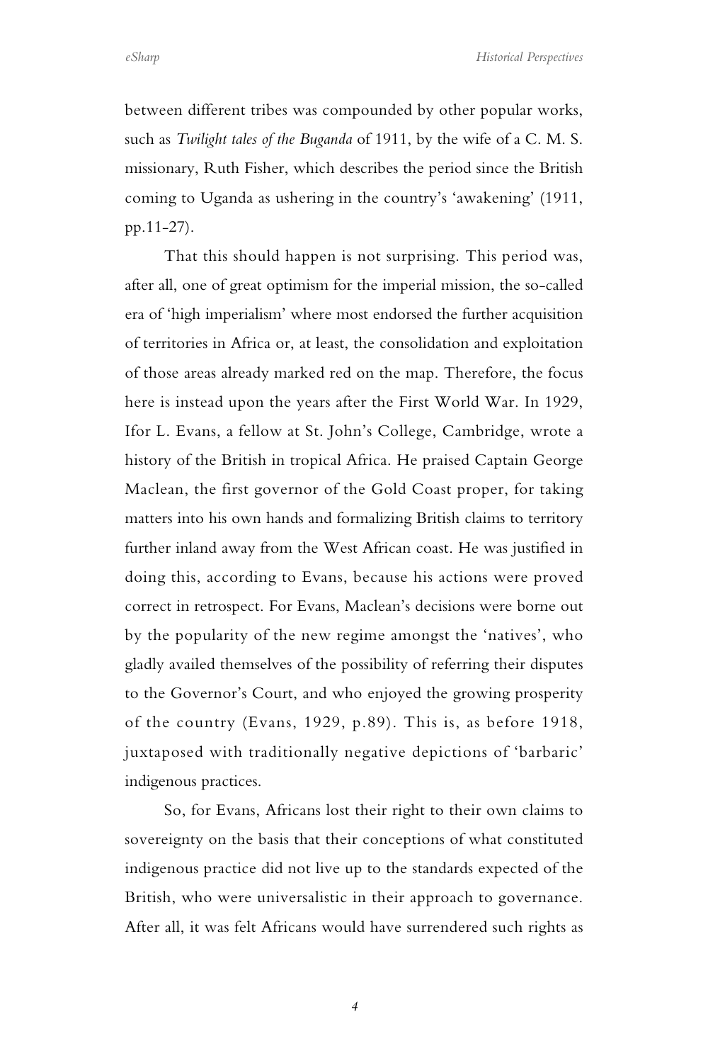between different tribes was compounded by other popular works, such as *Twilight tales of the Buganda* of 1911, by the wife of a C. M. S. missionary, Ruth Fisher, which describes the period since the British coming to Uganda as ushering in the country's 'awakening' (1911, pp.11-27).

That this should happen is not surprising. This period was, after all, one of great optimism for the imperial mission, the so-called era of 'high imperialism' where most endorsed the further acquisition of territories in Africa or, at least, the consolidation and exploitation of those areas already marked red on the map. Therefore, the focus here is instead upon the years after the First World War. In 1929, Ifor L. Evans, a fellow at St. John's College, Cambridge, wrote a history of the British in tropical Africa. He praised Captain George Maclean, the first governor of the Gold Coast proper, for taking matters into his own hands and formalizing British claims to territory further inland away from the West African coast. He was justified in doing this, according to Evans, because his actions were proved correct in retrospect. For Evans, Maclean's decisions were borne out by the popularity of the new regime amongst the 'natives', who gladly availed themselves of the possibility of referring their disputes to the Governor's Court, and who enjoyed the growing prosperity of the country (Evans, 1929, p.89). This is, as before 1918, juxtaposed with traditionally negative depictions of 'barbaric' indigenous practices.

So, for Evans, Africans lost their right to their own claims to sovereignty on the basis that their conceptions of what constituted indigenous practice did not live up to the standards expected of the British, who were universalistic in their approach to governance. After all, it was felt Africans would have surrendered such rights as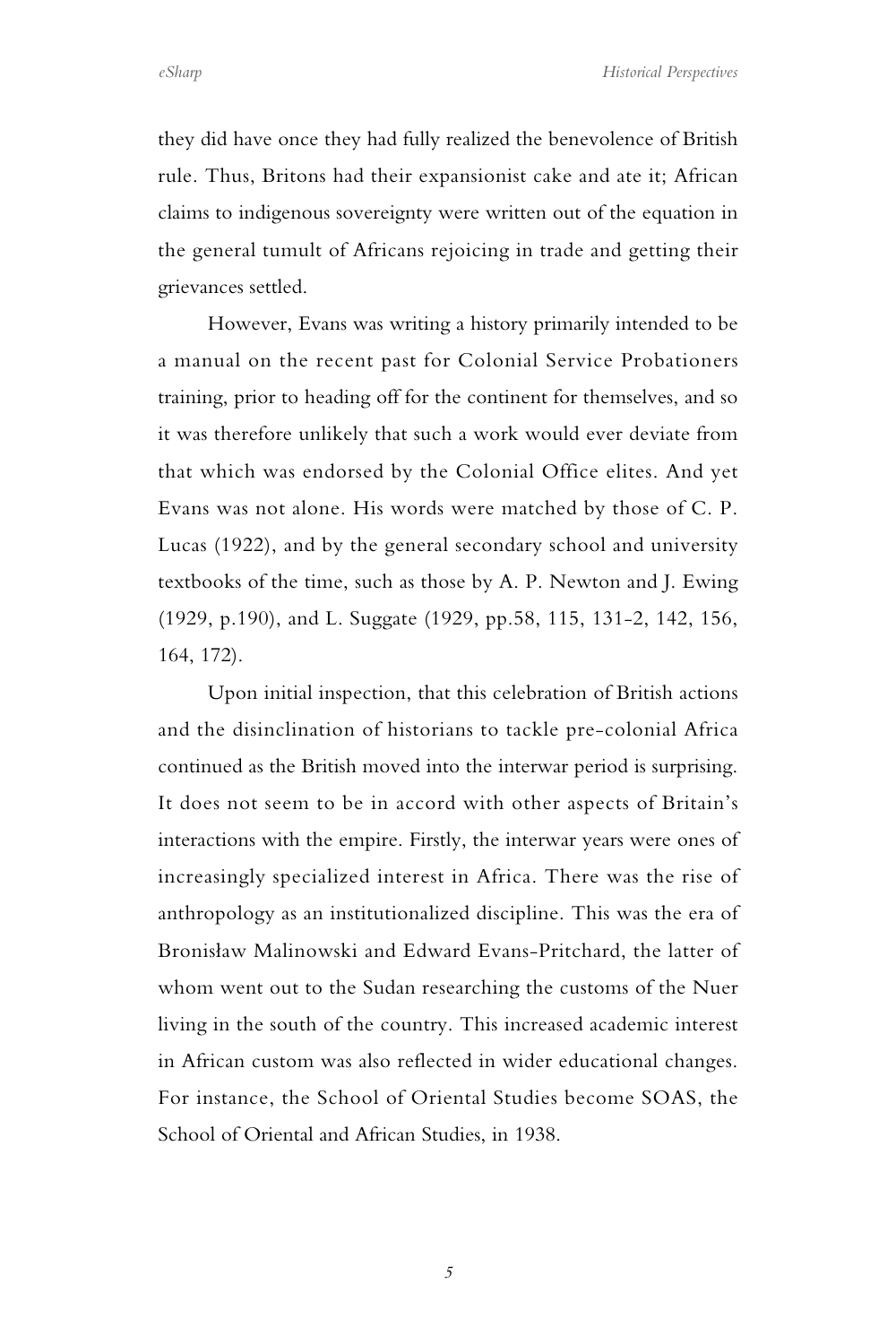they did have once they had fully realized the benevolence of British rule. Thus, Britons had their expansionist cake and ate it; African claims to indigenous sovereignty were written out of the equation in the general tumult of Africans rejoicing in trade and getting their grievances settled.

However, Evans was writing a history primarily intended to be a manual on the recent past for Colonial Service Probationers training, prior to heading off for the continent for themselves, and so it was therefore unlikely that such a work would ever deviate from that which was endorsed by the Colonial Office elites. And yet Evans was not alone. His words were matched by those of C. P. Lucas (1922), and by the general secondary school and university textbooks of the time, such as those by A. P. Newton and J. Ewing (1929, p.190), and L. Suggate (1929, pp.58, 115, 131-2, 142, 156, 164, 172).

Upon initial inspection, that this celebration of British actions and the disinclination of historians to tackle pre-colonial Africa continued as the British moved into the interwar period is surprising. It does not seem to be in accord with other aspects of Britain's interactions with the empire. Firstly, the interwar years were ones of increasingly specialized interest in Africa. There was the rise of anthropology as an institutionalized discipline. This was the era of Bronisław Malinowski and Edward Evans-Pritchard, the latter of whom went out to the Sudan researching the customs of the Nuer living in the south of the country. This increased academic interest in African custom was also reflected in wider educational changes. For instance, the School of Oriental Studies become SOAS, the School of Oriental and African Studies, in 1938.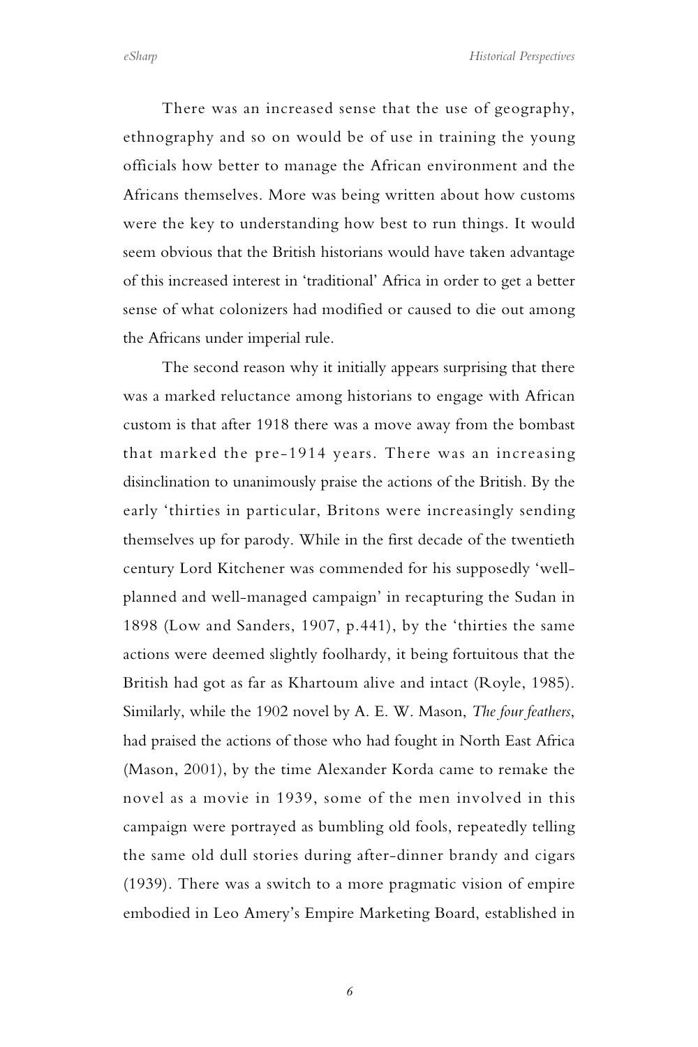There was an increased sense that the use of geography, ethnography and so on would be of use in training the young officials how better to manage the African environment and the Africans themselves. More was being written about how customs were the key to understanding how best to run things. It would seem obvious that the British historians would have taken advantage of this increased interest in 'traditional' Africa in order to get a better sense of what colonizers had modified or caused to die out among the Africans under imperial rule.

The second reason why it initially appears surprising that there was a marked reluctance among historians to engage with African custom is that after 1918 there was a move away from the bombast that marked the pre-1914 years. There was an increasing disinclination to unanimously praise the actions of the British. By the early 'thirties in particular, Britons were increasingly sending themselves up for parody. While in the first decade of the twentieth century Lord Kitchener was commended for his supposedly 'well-planned and well-managed campaign' in recapturing the Sudan in 1898 (Low and Sanders, 1907, p.441), by the 'thirties the same actions were deemed slightly foolhardy, it being fortuitous that the British had got as far as Khartoum alive and intact (Royle, 1985). Similarly, while the 1902 novel by A. E. W. Mason, *The four feathers*, had praised the actions of those who had fought in North East Africa (Mason, 2001), by the time Alexander Korda came to remake the novel as a movie in 1939, some of the men involved in this campaign were portrayed as bumbling old fools, repeatedly telling the same old dull stories during after-dinner brandy and cigars (1939). There was a switch to a more pragmatic vision of empire embodied in Leo Amery's Empire Marketing Board, established in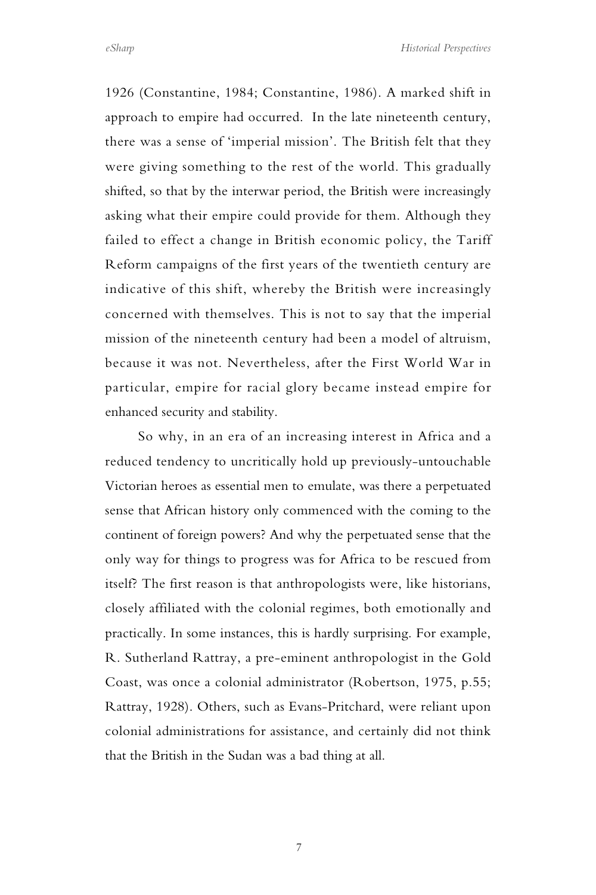1926 (Constantine, 1984; Constantine, 1986). A marked shift in approach to empire had occurred. In the late nineteenth century, there was a sense of 'imperial mission'. The British felt that they were giving something to the rest of the world. This gradually shifted, so that by the interwar period, the British were increasingly asking what their empire could provide for them. Although they failed to effect a change in British economic policy, the Tariff Reform campaigns of the first years of the twentieth century are indicative of this shift, whereby the British were increasingly concerned with themselves. This is not to say that the imperial mission of the nineteenth century had been a model of altruism, because it was not. Nevertheless, after the First World War in particular, empire for racial glory became instead empire for enhanced security and stability.

So why, in an era of an increasing interest in Africa and a reduced tendency to uncritically hold up previously-untouchable Victorian heroes as essential men to emulate, was there a perpetuated sense that African history only commenced with the coming to the continent of foreign powers? And why the perpetuated sense that the only way for things to progress was for Africa to be rescued from itself? The first reason is that anthropologists were, like historians, closely affiliated with the colonial regimes, both emotionally and practically. In some instances, this is hardly surprising. For example, R. Sutherland Rattray, a pre-eminent anthropologist in the Gold Coast, was once a colonial administrator (Robertson, 1975, p.55; Rattray, 1928). Others, such as Evans-Pritchard, were reliant upon colonial administrations for assistance, and certainly did not think that the British in the Sudan was a bad thing at all.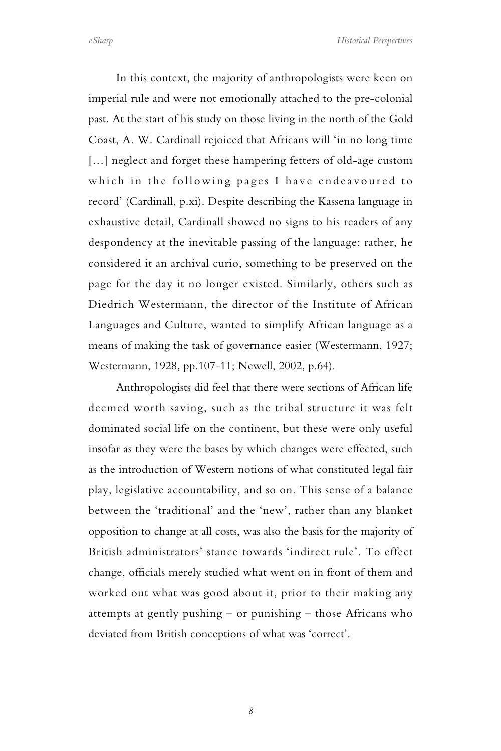In this context, the majority of anthropologists were keen on imperial rule and were not emotionally attached to the pre-colonial past. At the start of his study on those living in the north of the Gold Coast, A. W. Cardinall rejoiced that Africans will 'in no long time [...] neglect and forget these hampering fetters of old-age custom which in the following pages I have endeavoured to record' (Cardinall, p.xi). Despite describing the Kassena language in exhaustive detail, Cardinall showed no signs to his readers of any despondency at the inevitable passing of the language; rather, he considered it an archival curio, something to be preserved on the page for the day it no longer existed. Similarly, others such as Diedrich Westermann, the director of the Institute of African Languages and Culture, wanted to simplify African language as a means of making the task of governance easier (Westermann, 1927; Westermann, 1928, pp.107-11; Newell, 2002, p.64).

Anthropologists did feel that there were sections of African life deemed worth saving, such as the tribal structure it was felt dominated social life on the continent, but these were only useful insofar as they were the bases by which changes were effected, such as the introduction of Western notions of what constituted legal fair play, legislative accountability, and so on. This sense of a balance between the 'traditional' and the 'new', rather than any blanket opposition to change at all costs, was also the basis for the majority of British administrators' stance towards 'indirect rule'. To effect change, officials merely studied what went on in front of them and worked out what was good about it, prior to their making any attempts at gently pushing – or punishing – those Africans who deviated from British conceptions of what was 'correct'.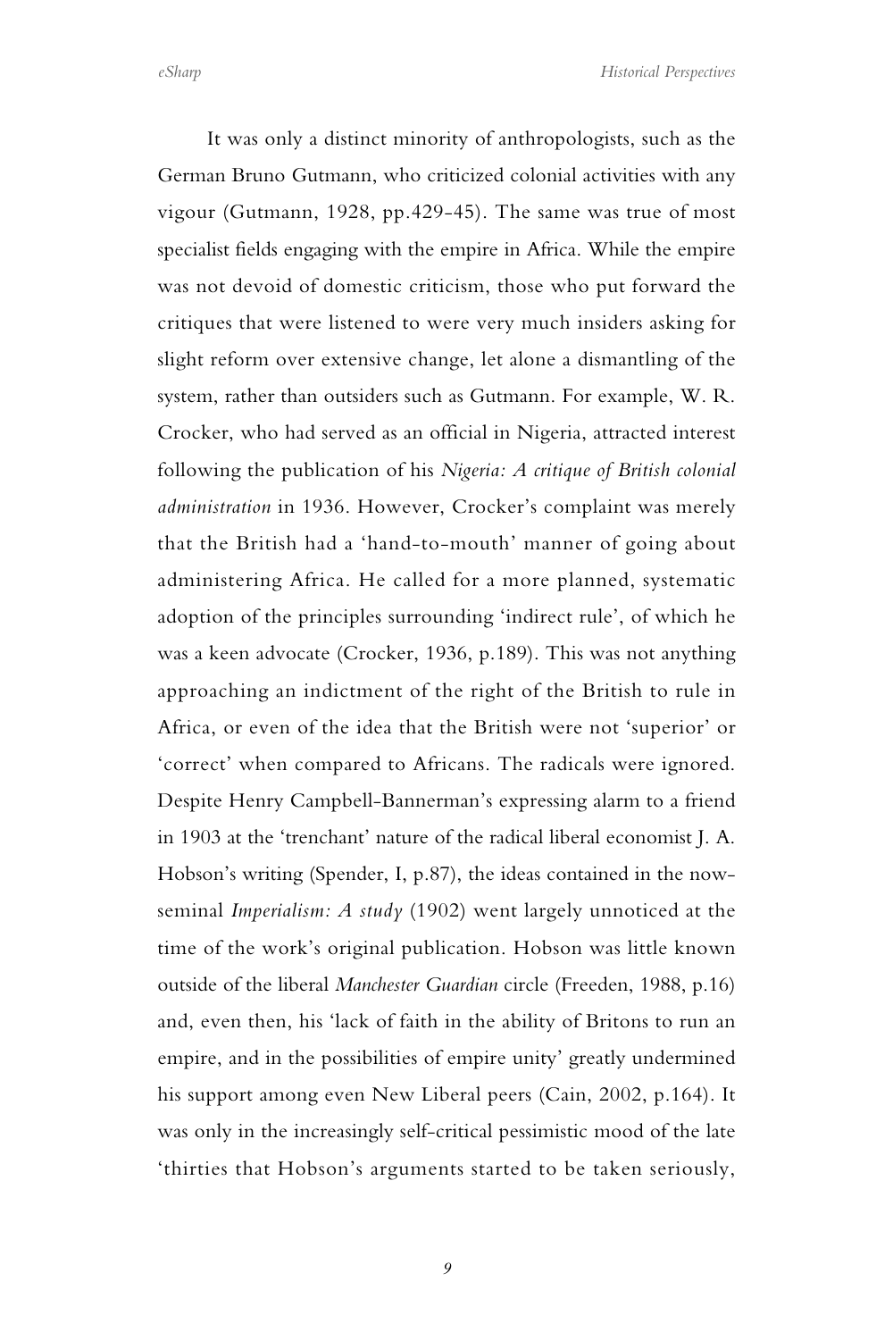It was only a distinct minority of anthropologists, such as the German Bruno Gutmann, who criticized colonial activities with any vigour (Gutmann, 1928, pp.429-45). The same was true of most specialist fields engaging with the empire in Africa. While the empire was not devoid of domestic criticism, those who put forward the critiques that were listened to were very much insiders asking for slight reform over extensive change, let alone a dismantling of the system, rather than outsiders such as Gutmann. For example, W. R. Crocker, who had served as an official in Nigeria, attracted interest following the publication of his *Nigeria: A critique of British colonial administration* in 1936. However, Crocker's complaint was merely that the British had a 'hand-to-mouth' manner of going about administering Africa. He called for a more planned, systematic adoption of the principles surrounding 'indirect rule', of which he was a keen advocate (Crocker, 1936, p.189). This was not anything approaching an indictment of the right of the British to rule in Africa, or even of the idea that the British were not 'superior' or 'correct' when compared to Africans. The radicals were ignored. Despite Henry Campbell-Bannerman's expressing alarm to a friend in 1903 at the 'trenchant' nature of the radical liberal economist J. A. Hobson's writing (Spender, I, p.87), the ideas contained in the now-seminal *Imperialism: A study* (1902) went largely unnoticed at the time of the work's original publication. Hobson was little known outside of the liberal *Manchester Guardian* circle (Freeden, 1988, p.16) and, even then, his 'lack of faith in the ability of Britons to run an empire, and in the possibilities of empire unity' greatly undermined his support among even New Liberal peers (Cain, 2002, p.164). It was only in the increasingly self-critical pessimistic mood of the late 'thirties that Hobson's arguments started to be taken seriously,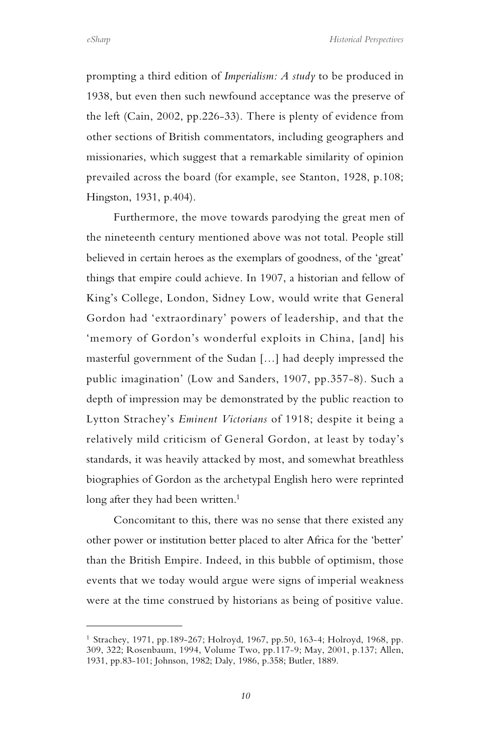prompting a third edition of *Imperialism: A study* to be produced in 1938, but even then such newfound acceptance was the preserve of the left (Cain, 2002, pp.226-33). There is plenty of evidence from other sections of British commentators, including geographers and missionaries, which suggest that a remarkable similarity of opinion prevailed across the board (for example, see Stanton, 1928, p.108; Hingston, 1931, p.404).

Furthermore, the move towards parodying the great men of the nineteenth century mentioned above was not total. People still believed in certain heroes as the exemplars of goodness, of the 'great' things that empire could achieve. In 1907, a historian and fellow of King's College, London, Sidney Low, would write that General Gordon had 'extraordinary' powers of leadership, and that the 'memory of Gordon's wonderful exploits in China, [and] his masterful government of the Sudan […] had deeply impressed the public imagination' (Low and Sanders, 1907, pp.357-8). Such a depth of impression may be demonstrated by the public reaction to Lytton Strachey's *Eminent Victorians* of 1918; despite it being a relatively mild criticism of General Gordon, at least by today's standards, it was heavily attacked by most, and somewhat breathless biographies of Gordon as the archetypal English hero were reprinted long after they had been written.[1]

Concomitant to this, there was no sense that there existed any other power or institution better placed to alter Africa for the 'better' than the British Empire. Indeed, in this bubble of optimism, those events that we today would argue were signs of imperial weakness were at the time construed by historians as being of positive value.

---

[1] Strachey, 1971, pp.189-267; Holroyd, 1967, pp.50, 163-4; Holroyd, 1968, pp. 309, 322; Rosenbaum, 1994, Volume Two, pp.117-9; May, 2001, p.137; Allen, 1931, pp.83-101; Johnson, 1982; Daly, 1986, p.358; Butler, 1889.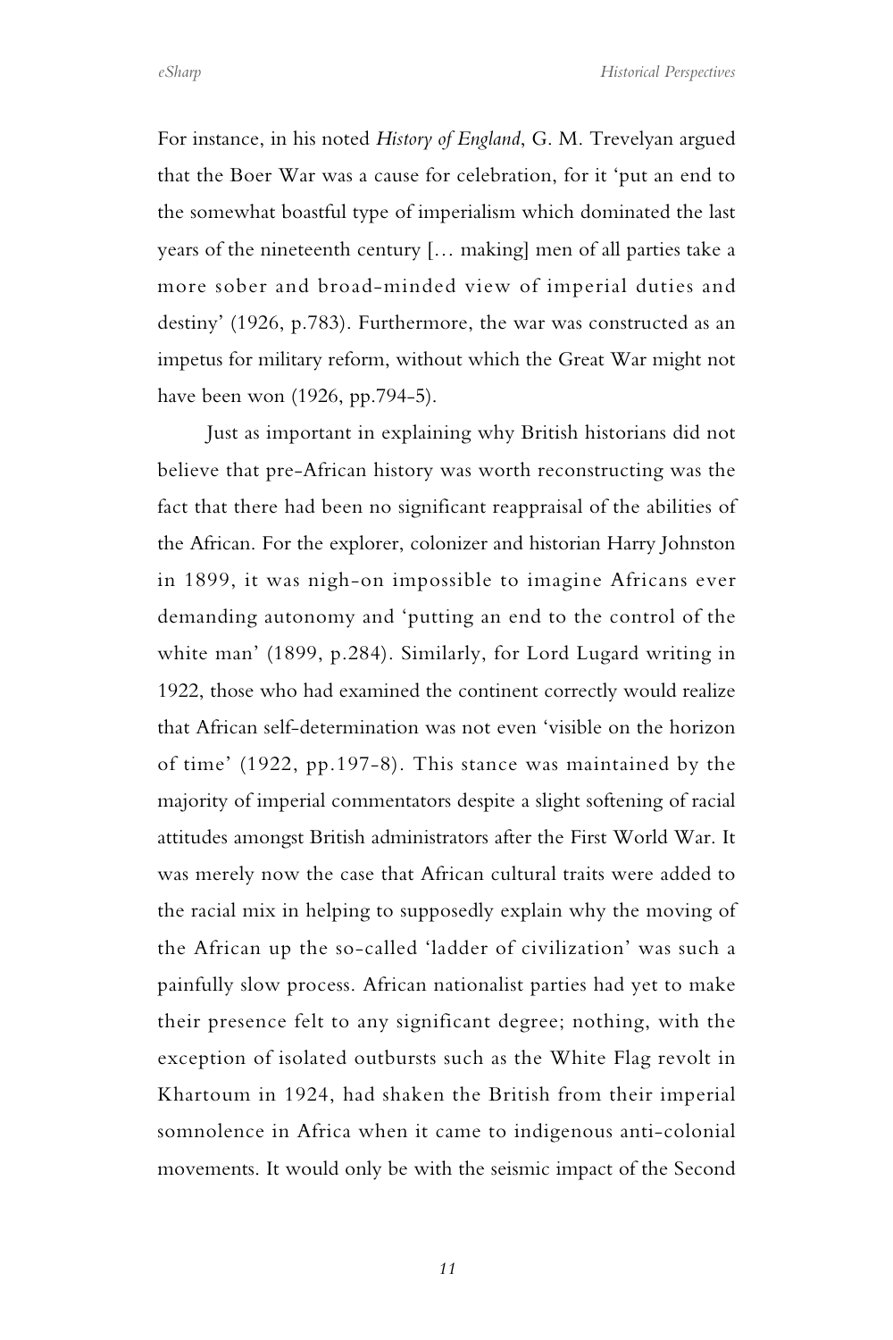For instance, in his noted *History of England*, G. M. Trevelyan argued that the Boer War was a cause for celebration, for it 'put an end to the somewhat boastful type of imperialism which dominated the last years of the nineteenth century [… making] men of all parties take a more sober and broad-minded view of imperial duties and destiny' (1926, p.783). Furthermore, the war was constructed as an impetus for military reform, without which the Great War might not have been won (1926, pp.794-5).

Just as important in explaining why British historians did not believe that pre-African history was worth reconstructing was the fact that there had been no significant reappraisal of the abilities of the African. For the explorer, colonizer and historian Harry Johnston in 1899, it was nigh-on impossible to imagine Africans ever demanding autonomy and 'putting an end to the control of the white man' (1899, p.284). Similarly, for Lord Lugard writing in 1922, those who had examined the continent correctly would realize that African self-determination was not even 'visible on the horizon of time' (1922, pp.197-8). This stance was maintained by the majority of imperial commentators despite a slight softening of racial attitudes amongst British administrators after the First World War. It was merely now the case that African cultural traits were added to the racial mix in helping to supposedly explain why the moving of the African up the so-called 'ladder of civilization' was such a painfully slow process. African nationalist parties had yet to make their presence felt to any significant degree; nothing, with the exception of isolated outbursts such as the White Flag revolt in Khartoum in 1924, had shaken the British from their imperial somnolence in Africa when it came to indigenous anti-colonial movements. It would only be with the seismic impact of the Second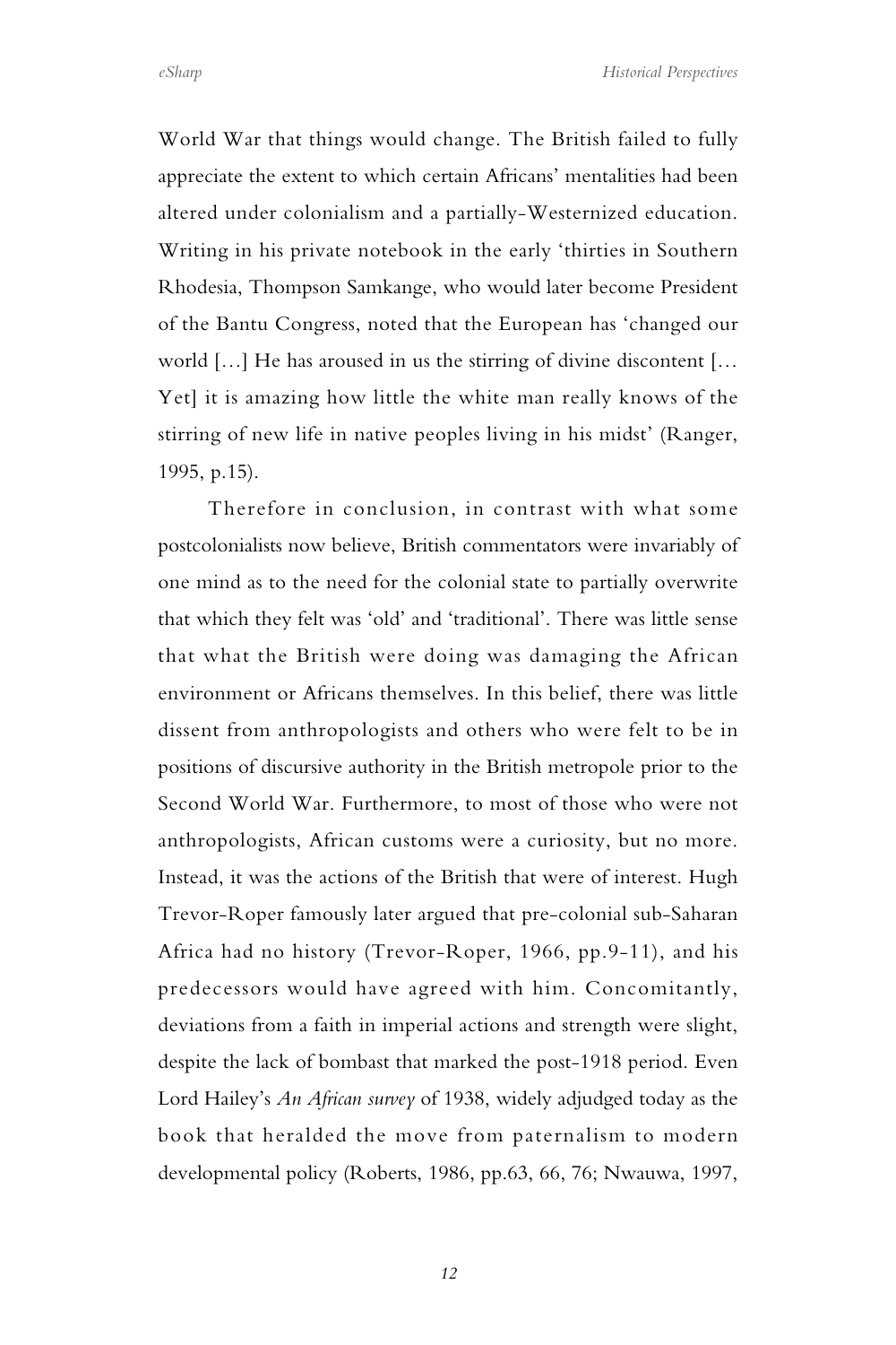World War that things would change. The British failed to fully appreciate the extent to which certain Africans' mentalities had been altered under colonialism and a partially-Westernized education. Writing in his private notebook in the early 'thirties in Southern Rhodesia, Thompson Samkange, who would later become President of the Bantu Congress, noted that the European has 'changed our world […] He has aroused in us the stirring of divine discontent [… Yet] it is amazing how little the white man really knows of the stirring of new life in native peoples living in his midst' (Ranger, 1995, p.15).

Therefore in conclusion, in contrast with what some postcolonialists now believe, British commentators were invariably of one mind as to the need for the colonial state to partially overwrite that which they felt was 'old' and 'traditional'. There was little sense that what the British were doing was damaging the African environment or Africans themselves. In this belief, there was little dissent from anthropologists and others who were felt to be in positions of discursive authority in the British metropole prior to the Second World War. Furthermore, to most of those who were not anthropologists, African customs were a curiosity, but no more. Instead, it was the actions of the British that were of interest. Hugh Trevor-Roper famously later argued that pre-colonial sub-Saharan Africa had no history (Trevor-Roper, 1966, pp.9-11), and his predecessors would have agreed with him. Concomitantly, deviations from a faith in imperial actions and strength were slight, despite the lack of bombast that marked the post-1918 period. Even Lord Hailey's *An African survey* of 1938, widely adjudged today as the book that heralded the move from paternalism to modern developmental policy (Roberts, 1986, pp.63, 66, 76; Nwauwa, 1997,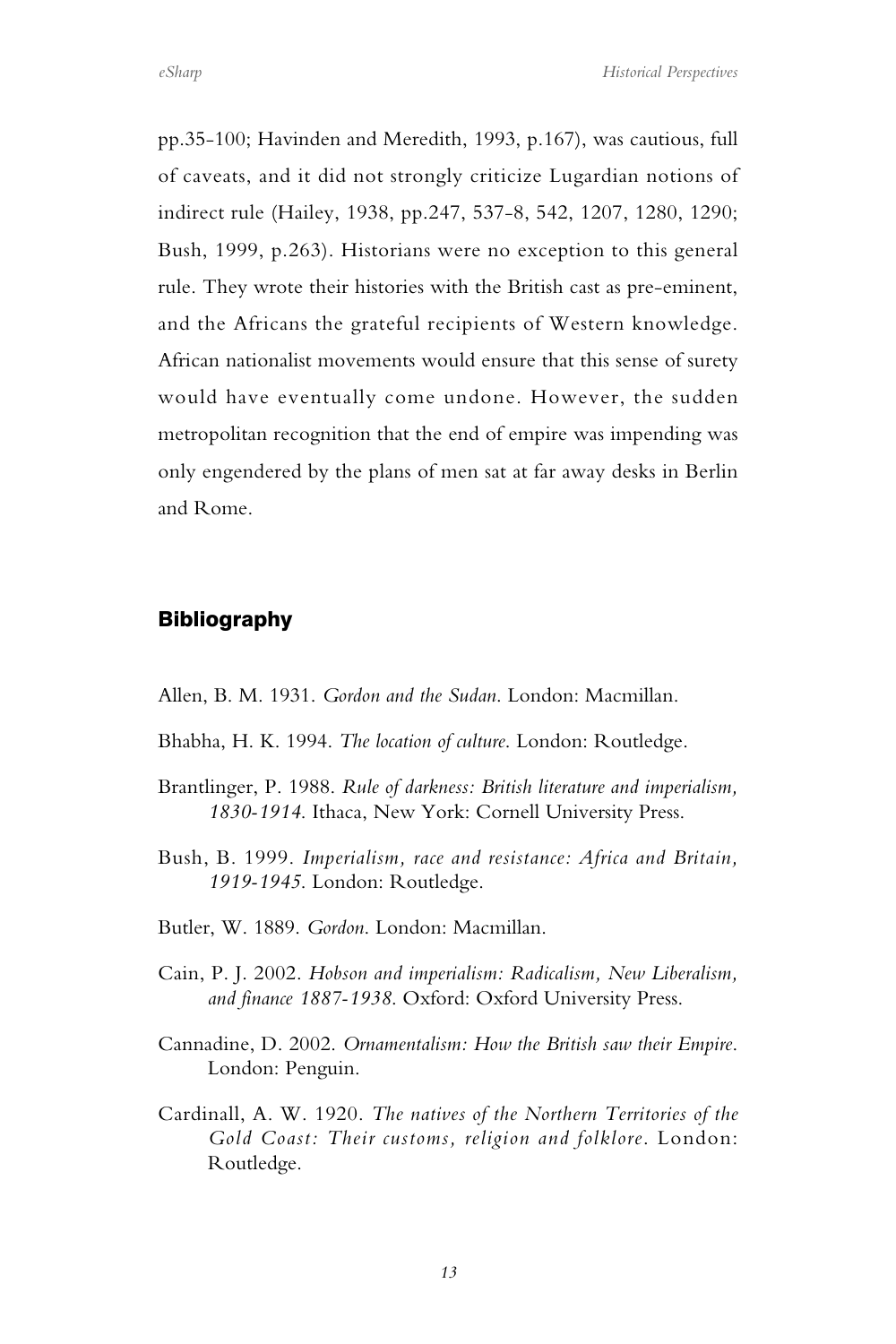pp.35-100; Havinden and Meredith, 1993, p.167), was cautious, full of caveats, and it did not strongly criticize Lugardian notions of indirect rule (Hailey, 1938, pp.247, 537-8, 542, 1207, 1280, 1290; Bush, 1999, p.263). Historians were no exception to this general rule. They wrote their histories with the British cast as pre-eminent, and the Africans the grateful recipients of Western knowledge. African nationalist movements would ensure that this sense of surety would have eventually come undone. However, the sudden metropolitan recognition that the end of empire was impending was only engendered by the plans of men sat at far away desks in Berlin and Rome.

## Bibliography

Allen, B. M. 1931. *Gordon and the Sudan*. London: Macmillan.

Bhabha, H. K. 1994. *The location of culture*. London: Routledge.

Brantlinger, P. 1988. *Rule of darkness: British literature and imperialism, 1830-1914*. Ithaca, New York: Cornell University Press.

Bush, B. 1999. *Imperialism, race and resistance: Africa and Britain, 1919-1945*. London: Routledge.

Butler, W. 1889. *Gordon*. London: Macmillan.

Cain, P. J. 2002. *Hobson and imperialism: Radicalism, New Liberalism, and finance 1887-1938*. Oxford: Oxford University Press.

Cannadine, D. 2002. *Ornamentalism: How the British saw their Empire*. London: Penguin.

Cardinall, A. W. 1920. *The natives of the Northern Territories of the Gold Coast: Their customs, religion and folklore*. London: Routledge.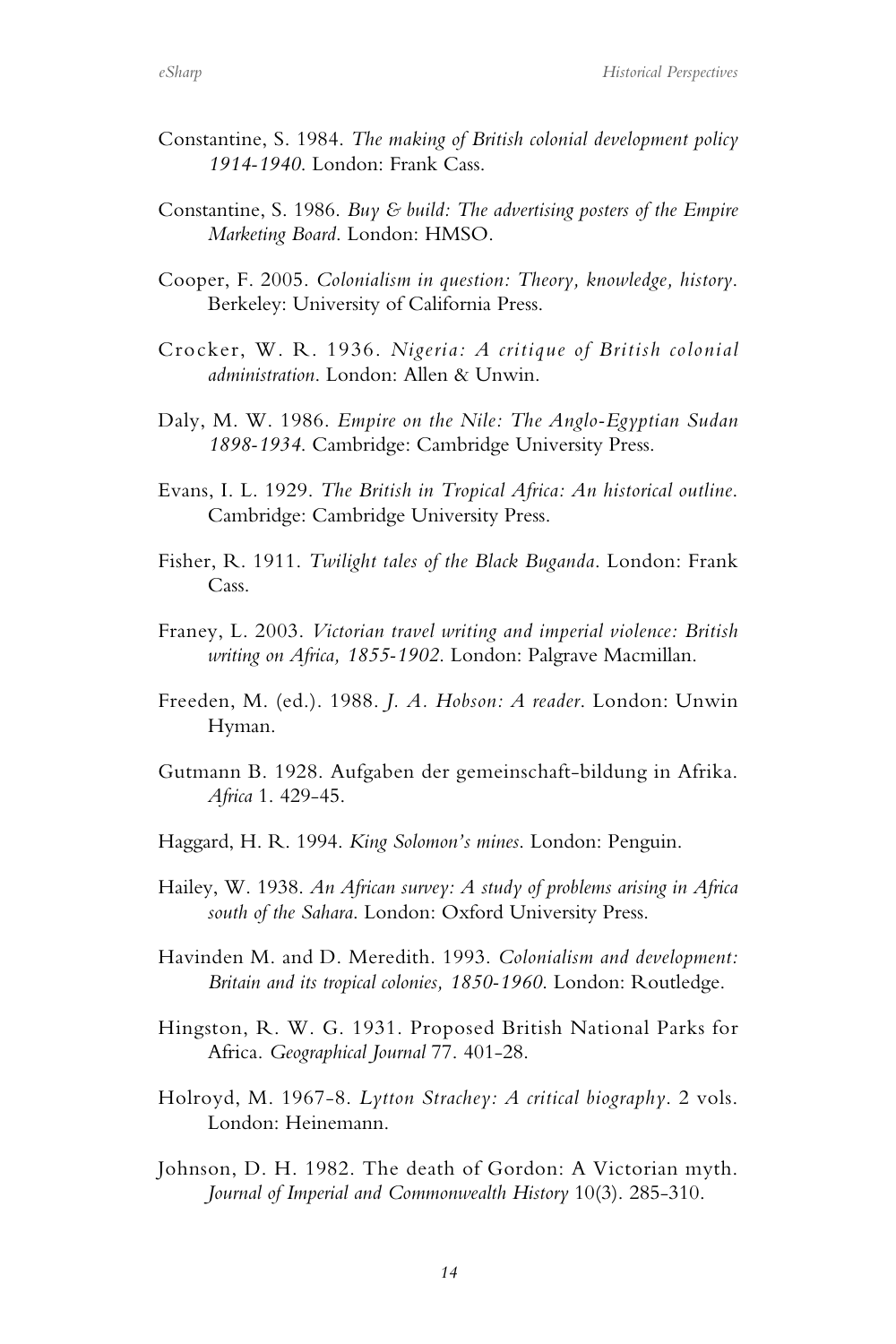Constantine, S. 1984. *The making of British colonial development policy 1914-1940*. London: Frank Cass.

Constantine, S. 1986. *Buy & build: The advertising posters of the Empire Marketing Board*. London: HMSO.

Cooper, F. 2005. *Colonialism in question: Theory, knowledge, history*. Berkeley: University of California Press.

Crocker, W. R. 1936. *Nigeria: A critique of British colonial administration*. London: Allen & Unwin.

Daly, M. W. 1986. *Empire on the Nile: The Anglo-Egyptian Sudan 1898-1934*. Cambridge: Cambridge University Press.

Evans, I. L. 1929. *The British in Tropical Africa: An historical outline*. Cambridge: Cambridge University Press.

Fisher, R. 1911. *Twilight tales of the Black Buganda*. London: Frank Cass.

Franey, L. 2003. *Victorian travel writing and imperial violence: British writing on Africa, 1855-1902*. London: Palgrave Macmillan.

Freeden, M. (ed.). 1988. *J. A. Hobson: A reader*. London: Unwin Hyman.

Gutmann B. 1928. Aufgaben der gemeinschaft-bildung in Afrika. *Africa* 1. 429-45.

Haggard, H. R. 1994. *King Solomon's mines*. London: Penguin.

Hailey, W. 1938. *An African survey: A study of problems arising in Africa south of the Sahara*. London: Oxford University Press.

Havinden M. and D. Meredith. 1993. *Colonialism and development: Britain and its tropical colonies, 1850-1960*. London: Routledge.

Hingston, R. W. G. 1931. Proposed British National Parks for Africa. *Geographical Journal* 77. 401-28.

Holroyd, M. 1967-8. *Lytton Strachey: A critical biography*. 2 vols. London: Heinemann.

Johnson, D. H. 1982. The death of Gordon: A Victorian myth. *Journal of Imperial and Commonwealth History* 10(3). 285-310.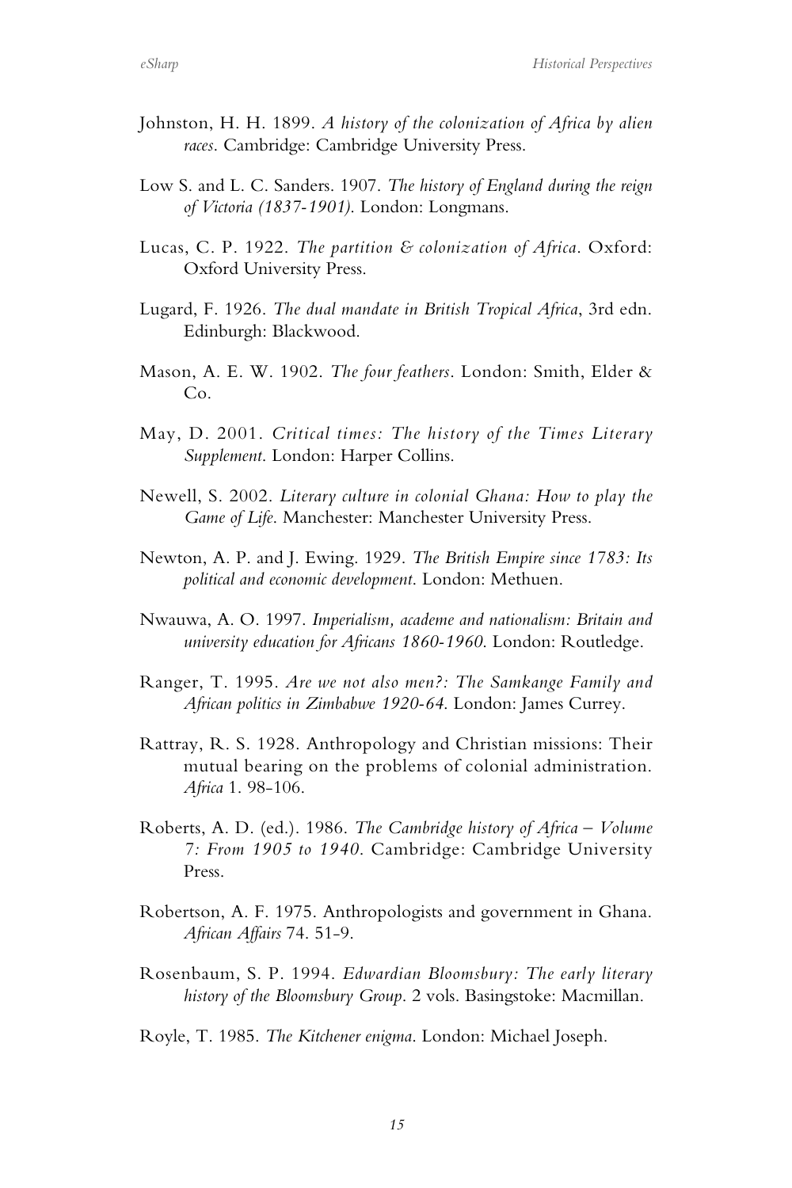Johnston, H. H. 1899. *A history of the colonization of Africa by alien races*. Cambridge: Cambridge University Press.

Low S. and L. C. Sanders. 1907. *The history of England during the reign of Victoria (1837-1901)*. London: Longmans.

Lucas, C. P. 1922. *The partition & colonization of Africa*. Oxford: Oxford University Press.

Lugard, F. 1926. *The dual mandate in British Tropical Africa*, 3rd edn. Edinburgh: Blackwood.

Mason, A. E. W. 1902. *The four feathers*. London: Smith, Elder & Co.

May, D. 2001. *Critical times: The history of the Times Literary Supplement*. London: Harper Collins.

Newell, S. 2002. *Literary culture in colonial Ghana: How to play the Game of Life*. Manchester: Manchester University Press.

Newton, A. P. and J. Ewing. 1929. *The British Empire since 1783: Its political and economic development*. London: Methuen.

Nwauwa, A. O. 1997. *Imperialism, academe and nationalism: Britain and university education for Africans 1860-1960*. London: Routledge.

Ranger, T. 1995. *Are we not also men?: The Samkange Family and African politics in Zimbabwe 1920-64*. London: James Currey.

Rattray, R. S. 1928. Anthropology and Christian missions: Their mutual bearing on the problems of colonial administration. *Africa* 1. 98-106.

Roberts, A. D. (ed.). 1986. *The Cambridge history of Africa – Volume 7: From 1905 to 1940*. Cambridge: Cambridge University Press.

Robertson, A. F. 1975. Anthropologists and government in Ghana. *African Affairs* 74. 51-9.

Rosenbaum, S. P. 1994. *Edwardian Bloomsbury: The early literary history of the Bloomsbury Group*. 2 vols. Basingstoke: Macmillan.

Royle, T. 1985. *The Kitchener enigma*. London: Michael Joseph.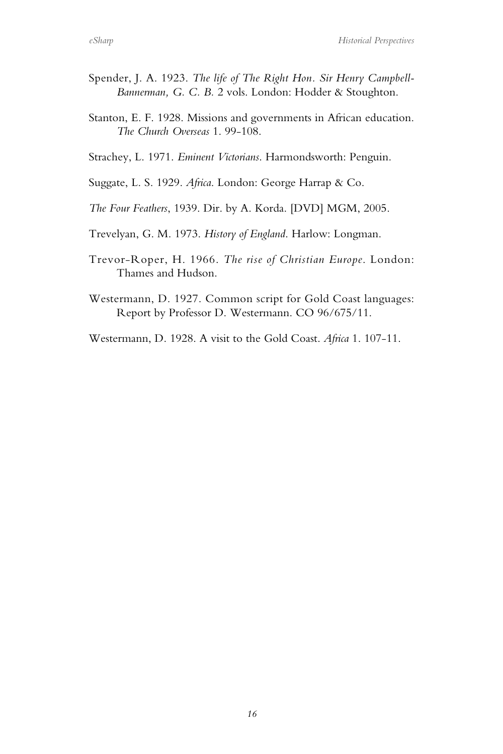Spender, J. A. 1923. *The life of The Right Hon. Sir Henry Campbell-Bannerman, G. C. B.* 2 vols. London: Hodder & Stoughton.

Stanton, E. F. 1928. Missions and governments in African education. *The Church Overseas* 1. 99-108.

Strachey, L. 1971. *Eminent Victorians*. Harmondsworth: Penguin.

Suggate, L. S. 1929. *Africa*. London: George Harrap & Co.

*The Four Feathers*, 1939. Dir. by A. Korda. [DVD] MGM, 2005.

Trevelyan, G. M. 1973. *History of England*. Harlow: Longman.

Trevor-Roper, H. 1966. *The rise of Christian Europe*. London: Thames and Hudson.

Westermann, D. 1927. Common script for Gold Coast languages: Report by Professor D. Westermann. CO 96/675/11.

Westermann, D. 1928. A visit to the Gold Coast. *Africa* 1. 107-11.